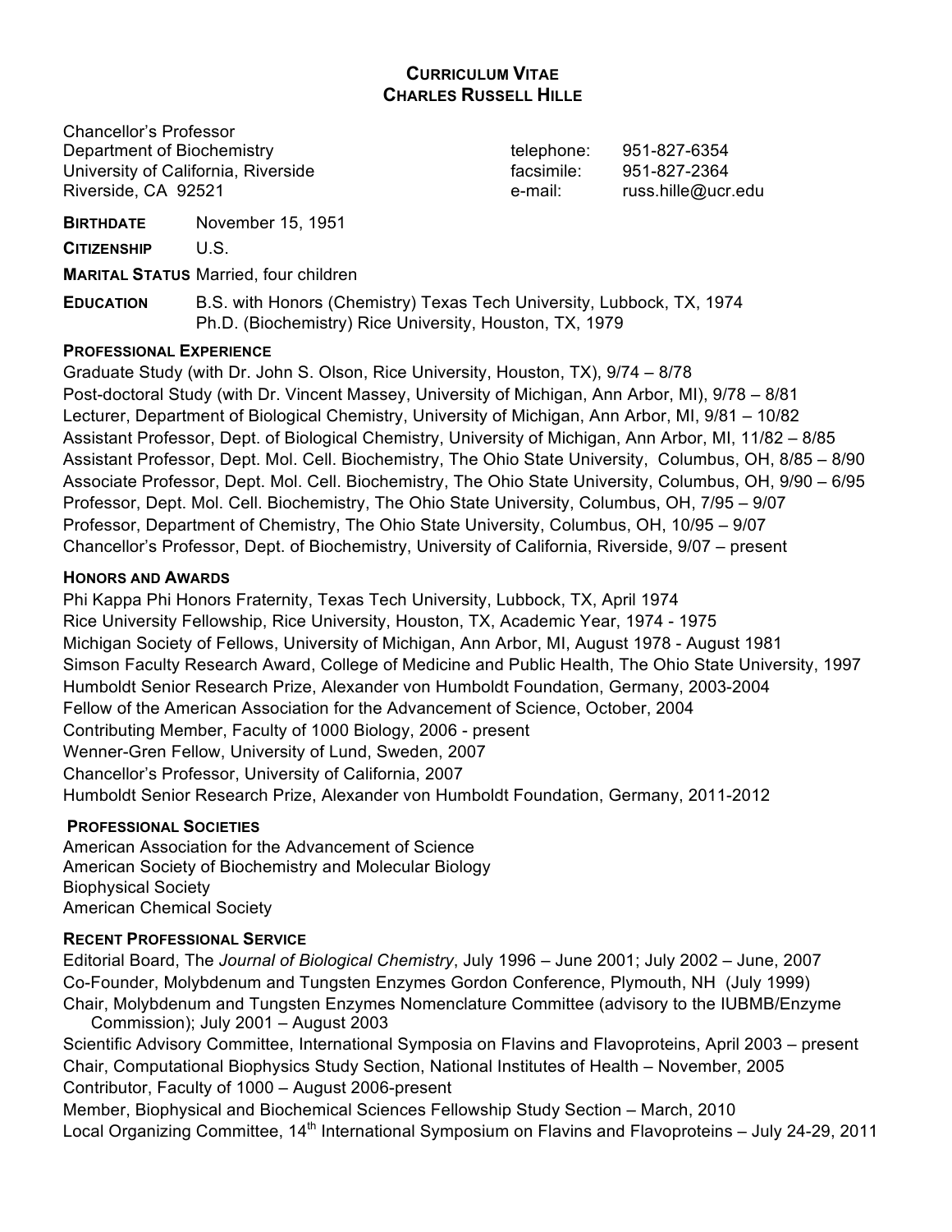# CURRICULUM VITAE
# CHARLES RUSSELL HILLE

Chancellor's Professor
Department of Biochemistry
University of California, Riverside
Riverside, CA 92521

telephone: 951-827-6354
facsimile: 951-827-2364
e-mail: russ.hille@ucr.edu

**BIRTHDATE** November 15, 1951

**CITIZENSHIP** U.S.

**MARITAL STATUS** Married, four children

**EDUCATION** B.S. with Honors (Chemistry) Texas Tech University, Lubbock, TX, 1974
Ph.D. (Biochemistry) Rice University, Houston, TX, 1979

## PROFESSIONAL EXPERIENCE

Graduate Study (with Dr. John S. Olson, Rice University, Houston, TX), 9/74 – 8/78
Post-doctoral Study (with Dr. Vincent Massey, University of Michigan, Ann Arbor, MI), 9/78 – 8/81
Lecturer, Department of Biological Chemistry, University of Michigan, Ann Arbor, MI, 9/81 – 10/82
Assistant Professor, Dept. of Biological Chemistry, University of Michigan, Ann Arbor, MI, 11/82 – 8/85
Assistant Professor, Dept. Mol. Cell. Biochemistry, The Ohio State University, Columbus, OH, 8/85 – 8/90
Associate Professor, Dept. Mol. Cell. Biochemistry, The Ohio State University, Columbus, OH, 9/90 – 6/95
Professor, Dept. Mol. Cell. Biochemistry, The Ohio State University, Columbus, OH, 7/95 – 9/07
Professor, Department of Chemistry, The Ohio State University, Columbus, OH, 10/95 – 9/07
Chancellor's Professor, Dept. of Biochemistry, University of California, Riverside, 9/07 – present

## HONORS AND AWARDS

Phi Kappa Phi Honors Fraternity, Texas Tech University, Lubbock, TX, April 1974
Rice University Fellowship, Rice University, Houston, TX, Academic Year, 1974 - 1975
Michigan Society of Fellows, University of Michigan, Ann Arbor, MI, August 1978 - August 1981
Simson Faculty Research Award, College of Medicine and Public Health, The Ohio State University, 1997
Humboldt Senior Research Prize, Alexander von Humboldt Foundation, Germany, 2003-2004
Fellow of the American Association for the Advancement of Science, October, 2004
Contributing Member, Faculty of 1000 Biology, 2006 - present
Wenner-Gren Fellow, University of Lund, Sweden, 2007
Chancellor's Professor, University of California, 2007
Humboldt Senior Research Prize, Alexander von Humboldt Foundation, Germany, 2011-2012

## PROFESSIONAL SOCIETIES

American Association for the Advancement of Science
American Society of Biochemistry and Molecular Biology
Biophysical Society
American Chemical Society

## RECENT PROFESSIONAL SERVICE

Editorial Board, The *Journal of Biological Chemistry*, July 1996 – June 2001; July 2002 – June, 2007
Co-Founder, Molybdenum and Tungsten Enzymes Gordon Conference, Plymouth, NH (July 1999)
Chair, Molybdenum and Tungsten Enzymes Nomenclature Committee (advisory to the IUBMB/Enzyme Commission); July 2001 – August 2003
Scientific Advisory Committee, International Symposia on Flavins and Flavoproteins, April 2003 – present
Chair, Computational Biophysics Study Section, National Institutes of Health – November, 2005
Contributor, Faculty of 1000 – August 2006-present
Member, Biophysical and Biochemical Sciences Fellowship Study Section – March, 2010
Local Organizing Committee, 14th International Symposium on Flavins and Flavoproteins – July 24-29, 2011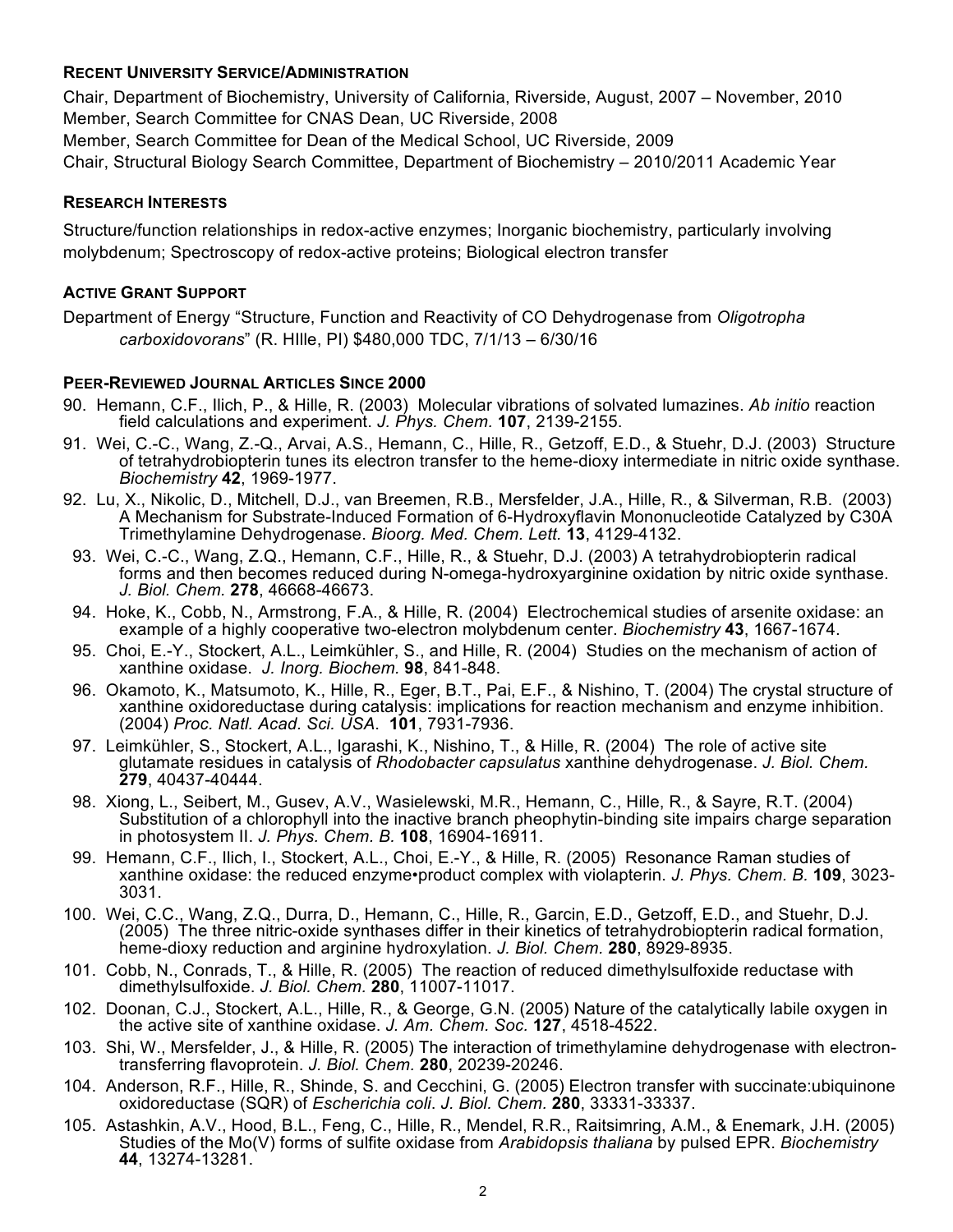## RECENT UNIVERSITY SERVICE/ADMINISTRATION

Chair, Department of Biochemistry, University of California, Riverside, August, 2007 – November, 2010
Member, Search Committee for CNAS Dean, UC Riverside, 2008
Member, Search Committee for Dean of the Medical School, UC Riverside, 2009
Chair, Structural Biology Search Committee, Department of Biochemistry – 2010/2011 Academic Year

## RESEARCH INTERESTS

Structure/function relationships in redox-active enzymes; Inorganic biochemistry, particularly involving molybdenum; Spectroscopy of redox-active proteins; Biological electron transfer

## ACTIVE GRANT SUPPORT

Department of Energy "Structure, Function and Reactivity of CO Dehydrogenase from *Oligotropha carboxidovorans*" (R. HIlle, PI) \$480,000 TDC, 7/1/13 – 6/30/16

## PEER-REVIEWED JOURNAL ARTICLES SINCE 2000

90. Hemann, C.F., Ilich, P., & Hille, R. (2003) Molecular vibrations of solvated lumazines. *Ab initio* reaction field calculations and experiment. *J. Phys. Chem.* **107**, 2139-2155.
91. Wei, C.-C., Wang, Z.-Q., Arvai, A.S., Hemann, C., Hille, R., Getzoff, E.D., & Stuehr, D.J. (2003) Structure of tetrahydrobiopterin tunes its electron transfer to the heme-dioxy intermediate in nitric oxide synthase. *Biochemistry* **42**, 1969-1977.
92. Lu, X., Nikolic, D., Mitchell, D.J., van Breemen, R.B., Mersfelder, J.A., Hille, R., & Silverman, R.B. (2003) A Mechanism for Substrate-Induced Formation of 6-Hydroxyflavin Mononucleotide Catalyzed by C30A Trimethylamine Dehydrogenase. *Bioorg. Med. Chem. Lett.* **13**, 4129-4132.
93. Wei, C.-C., Wang, Z.Q., Hemann, C.F., Hille, R., & Stuehr, D.J. (2003) A tetrahydrobiopterin radical forms and then becomes reduced during N-omega-hydroxyarginine oxidation by nitric oxide synthase. *J. Biol. Chem.* **278**, 46668-46673.
94. Hoke, K., Cobb, N., Armstrong, F.A., & Hille, R. (2004) Electrochemical studies of arsenite oxidase: an example of a highly cooperative two-electron molybdenum center. *Biochemistry* **43**, 1667-1674.
95. Choi, E.-Y., Stockert, A.L., Leimkühler, S., and Hille, R. (2004) Studies on the mechanism of action of xanthine oxidase. *J. Inorg. Biochem.* **98**, 841-848.
96. Okamoto, K., Matsumoto, K., Hille, R., Eger, B.T., Pai, E.F., & Nishino, T. (2004) The crystal structure of xanthine oxidoreductase during catalysis: implications for reaction mechanism and enzyme inhibition. (2004) *Proc. Natl. Acad. Sci. USA*. **101**, 7931-7936.
97. Leimkühler, S., Stockert, A.L., Igarashi, K., Nishino, T., & Hille, R. (2004) The role of active site glutamate residues in catalysis of *Rhodobacter capsulatus* xanthine dehydrogenase. *J. Biol. Chem.* **279**, 40437-40444.
98. Xiong, L., Seibert, M., Gusev, A.V., Wasielewski, M.R., Hemann, C., Hille, R., & Sayre, R.T. (2004) Substitution of a chlorophyll into the inactive branch pheophytin-binding site impairs charge separation in photosystem II. *J. Phys. Chem. B.* **108**, 16904-16911.
99. Hemann, C.F., Ilich, I., Stockert, A.L., Choi, E.-Y., & Hille, R. (2005) Resonance Raman studies of xanthine oxidase: the reduced enzyme•product complex with violapterin. *J. Phys. Chem. B.* **109**, 3023-3031.
100. Wei, C.C., Wang, Z.Q., Durra, D., Hemann, C., Hille, R., Garcin, E.D., Getzoff, E.D., and Stuehr, D.J. (2005) The three nitric-oxide synthases differ in their kinetics of tetrahydrobiopterin radical formation, heme-dioxy reduction and arginine hydroxylation. *J. Biol. Chem.* **280**, 8929-8935.
101. Cobb, N., Conrads, T., & Hille, R. (2005) The reaction of reduced dimethylsulfoxide reductase with dimethylsulfoxide. *J. Biol. Chem.* **280**, 11007-11017.
102. Doonan, C.J., Stockert, A.L., Hille, R., & George, G.N. (2005) Nature of the catalytically labile oxygen in the active site of xanthine oxidase. *J. Am. Chem. Soc.* **127**, 4518-4522.
103. Shi, W., Mersfelder, J., & Hille, R. (2005) The interaction of trimethylamine dehydrogenase with electron-transferring flavoprotein. *J. Biol. Chem.* **280**, 20239-20246.
104. Anderson, R.F., Hille, R., Shinde, S. and Cecchini, G. (2005) Electron transfer with succinate:ubiquinone oxidoreductase (SQR) of *Escherichia coli*. *J. Biol. Chem.* **280**, 33331-33337.
105. Astashkin, A.V., Hood, B.L., Feng, C., Hille, R., Mendel, R.R., Raitsimring, A.M., & Enemark, J.H. (2005) Studies of the Mo(V) forms of sulfite oxidase from *Arabidopsis thaliana* by pulsed EPR. *Biochemistry* **44**, 13274-13281.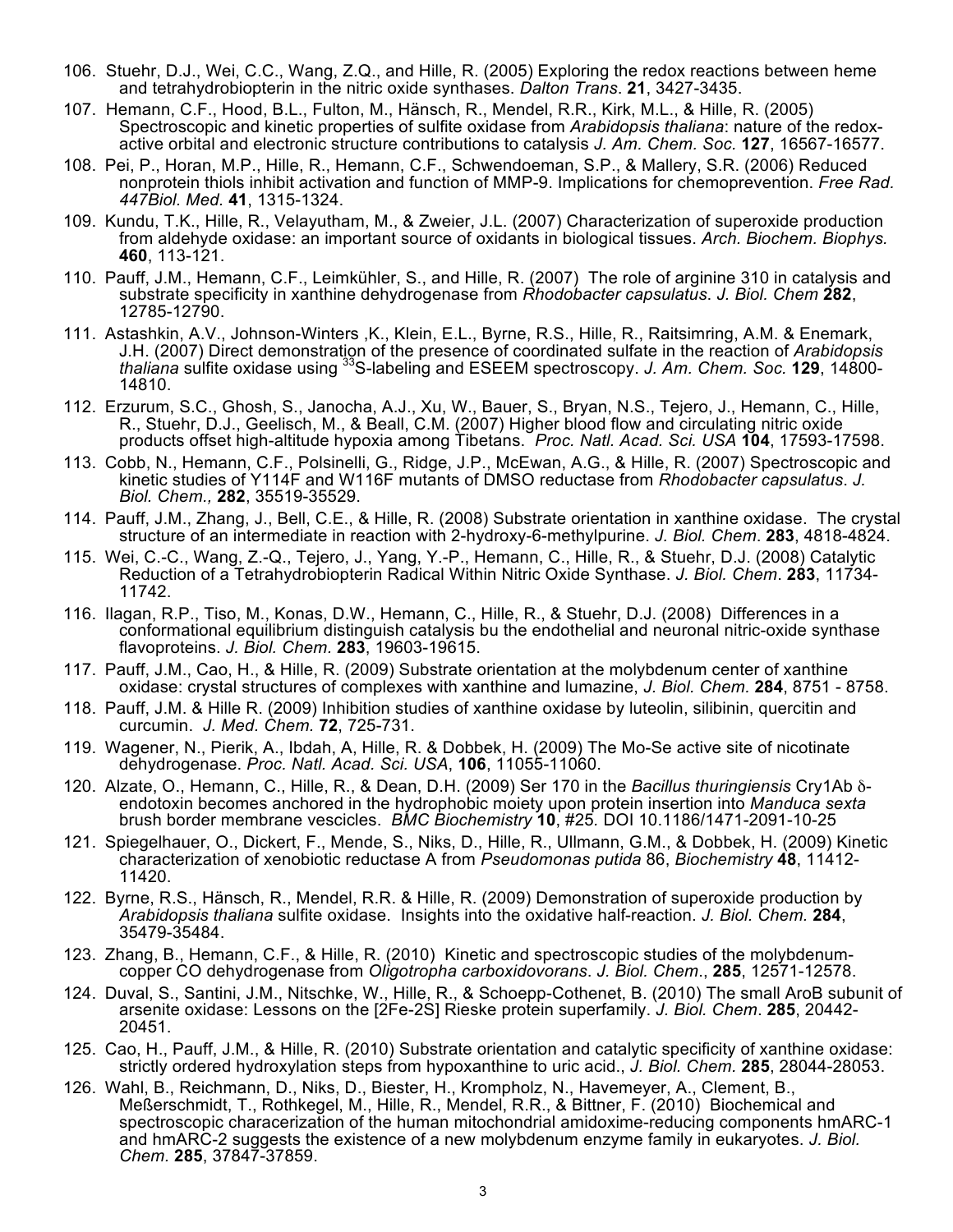106. Stuehr, D.J., Wei, C.C., Wang, Z.Q., and Hille, R. (2005) Exploring the redox reactions between heme and tetrahydrobiopterin in the nitric oxide synthases. *Dalton Trans*. **21**, 3427-3435.

107. Hemann, C.F., Hood, B.L., Fulton, M., Hänsch, R., Mendel, R.R., Kirk, M.L., & Hille, R. (2005) Spectroscopic and kinetic properties of sulfite oxidase from *Arabidopsis thaliana*: nature of the redox-active orbital and electronic structure contributions to catalysis *J. Am. Chem. Soc.* **127**, 16567-16577.

108. Pei, P., Horan, M.P., Hille, R., Hemann, C.F., Schwendoeman, S.P., & Mallery, S.R. (2006) Reduced nonprotein thiols inhibit activation and function of MMP-9. Implications for chemoprevention. *Free Rad. 447Biol. Med.* **41**, 1315-1324.

109. Kundu, T.K., Hille, R., Velayutham, M., & Zweier, J.L. (2007) Characterization of superoxide production from aldehyde oxidase: an important source of oxidants in biological tissues. *Arch. Biochem. Biophys.* **460**, 113-121.

110. Pauff, J.M., Hemann, C.F., Leimkühler, S., and Hille, R. (2007) The role of arginine 310 in catalysis and substrate specificity in xanthine dehydrogenase from *Rhodobacter capsulatus*. *J. Biol. Chem* **282**, 12785-12790.

111. Astashkin, A.V., Johnson-Winters ,K., Klein, E.L., Byrne, R.S., Hille, R., Raitsimring, A.M. & Enemark, J.H. (2007) Direct demonstration of the presence of coordinated sulfate in the reaction of *Arabidopsis thaliana* sulfite oxidase using $^{33}$S-labeling and ESEEM spectroscopy. *J. Am. Chem. Soc.* **129**, 14800-14810.

112. Erzurum, S.C., Ghosh, S., Janocha, A.J., Xu, W., Bauer, S., Bryan, N.S., Tejero, J., Hemann, C., Hille, R., Stuehr, D.J., Geelisch, M., & Beall, C.M. (2007) Higher blood flow and circulating nitric oxide products offset high-altitude hypoxia among Tibetans. *Proc. Natl. Acad. Sci. USA* **104**, 17593-17598.

113. Cobb, N., Hemann, C.F., Polsinelli, G., Ridge, J.P., McEwan, A.G., & Hille, R. (2007) Spectroscopic and kinetic studies of Y114F and W116F mutants of DMSO reductase from *Rhodobacter capsulatus*. *J. Biol. Chem.,* **282**, 35519-35529.

114. Pauff, J.M., Zhang, J., Bell, C.E., & Hille, R. (2008) Substrate orientation in xanthine oxidase. The crystal structure of an intermediate in reaction with 2-hydroxy-6-methylpurine. *J. Biol. Chem*. **283**, 4818-4824.

115. Wei, C.-C., Wang, Z.-Q., Tejero, J., Yang, Y.-P., Hemann, C., Hille, R., & Stuehr, D.J. (2008) Catalytic Reduction of a Tetrahydrobiopterin Radical Within Nitric Oxide Synthase. *J. Biol. Chem*. **283**, 11734-11742.

116. Ilagan, R.P., Tiso, M., Konas, D.W., Hemann, C., Hille, R., & Stuehr, D.J. (2008) Differences in a conformational equilibrium distinguish catalysis bu the endothelial and neuronal nitric-oxide synthase flavoproteins. *J. Biol. Chem*. **283**, 19603-19615.

117. Pauff, J.M., Cao, H., & Hille, R. (2009) Substrate orientation at the molybdenum center of xanthine oxidase: crystal structures of complexes with xanthine and lumazine, *J. Biol. Chem*. **284**, 8751 - 8758.

118. Pauff, J.M. & Hille R. (2009) Inhibition studies of xanthine oxidase by luteolin, silibinin, quercitin and curcumin. *J. Med. Chem.* **72**, 725-731.

119. Wagener, N., Pierik, A., Ibdah, A, Hille, R. & Dobbek, H. (2009) The Mo-Se active site of nicotinate dehydrogenase. *Proc. Natl. Acad. Sci. USA*, **106**, 11055-11060.

120. Alzate, O., Hemann, C., Hille, R., & Dean, D.H. (2009) Ser 170 in the *Bacillus thuringiensis* Cry1Ab δ-endotoxin becomes anchored in the hydrophobic moiety upon protein insertion into *Manduca sexta* brush border membrane vescicles. *BMC Biochemistry* **10**, #25. DOI 10.1186/1471-2091-10-25

121. Spiegelhauer, O., Dickert, F., Mende, S., Niks, D., Hille, R., Ullmann, G.M., & Dobbek, H. (2009) Kinetic characterization of xenobiotic reductase A from *Pseudomonas putida* 86, *Biochemistry* **48**, 11412-11420.

122. Byrne, R.S., Hänsch, R., Mendel, R.R. & Hille, R. (2009) Demonstration of superoxide production by *Arabidopsis thaliana* sulfite oxidase. Insights into the oxidative half-reaction. *J. Biol. Chem.* **284**, 35479-35484.

123. Zhang, B., Hemann, C.F., & Hille, R. (2010) Kinetic and spectroscopic studies of the molybdenum-copper CO dehydrogenase from *Oligotropha carboxidovorans*. *J. Biol. Chem*., **285**, 12571-12578.

124. Duval, S., Santini, J.M., Nitschke, W., Hille, R., & Schoepp-Cothenet, B. (2010) The small AroB subunit of arsenite oxidase: Lessons on the [2Fe-2S] Rieske protein superfamily. *J. Biol. Chem*. **285**, 20442-20451.

125. Cao, H., Pauff, J.M., & Hille, R. (2010) Substrate orientation and catalytic specificity of xanthine oxidase: strictly ordered hydroxylation steps from hypoxanthine to uric acid., *J. Biol. Chem.* **285**, 28044-28053.

126. Wahl, B., Reichmann, D., Niks, D., Biester, H., Krompholz, N., Havemeyer, A., Clement, B., Meßerschmidt, T., Rothkegel, M., Hille, R., Mendel, R.R., & Bittner, F. (2010) Biochemical and spectroscopic characerization of the human mitochondrial amidoxime-reducing components hmARC-1 and hmARC-2 suggests the existence of a new molybdenum enzyme family in eukaryotes. *J. Biol. Chem.* **285**, 37847-37859.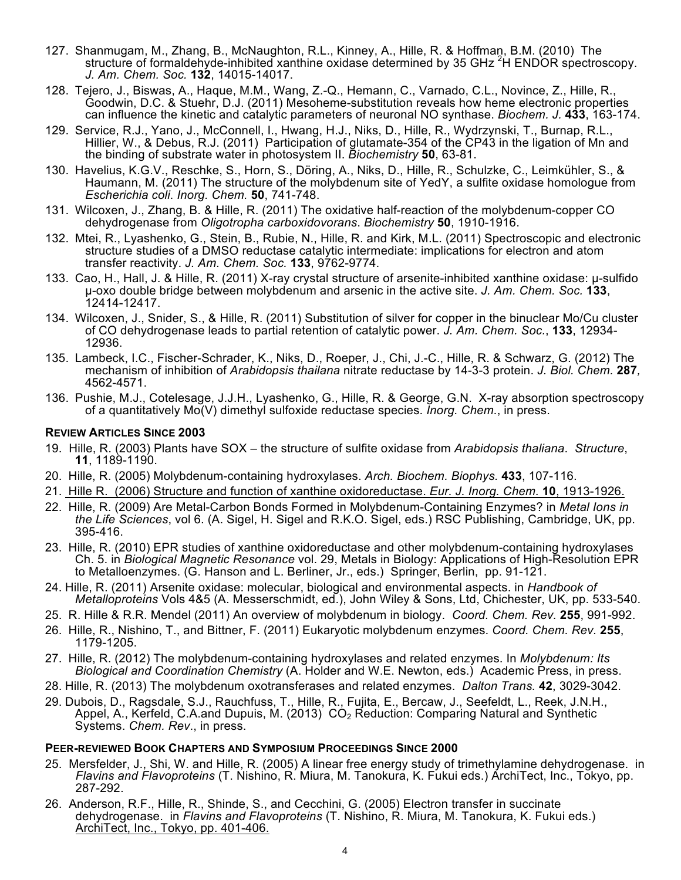127. Shanmugam, M., Zhang, B., McNaughton, R.L., Kinney, A., Hille, R. & Hoffman, B.M. (2010) The structure of formaldehyde-inhibited xanthine oxidase determined by 35 GHz $^2$H ENDOR spectroscopy. *J. Am. Chem. Soc.* **132**, 14015-14017.

128. Tejero, J., Biswas, A., Haque, M.M., Wang, Z.-Q., Hemann, C., Varnado, C.L., Novince, Z., Hille, R., Goodwin, D.C. & Stuehr, D.J. (2011) Mesoheme-substitution reveals how heme electronic properties can influence the kinetic and catalytic parameters of neuronal NO synthase. *Biochem. J.* **433**, 163-174.

129. Service, R.J., Yano, J., McConnell, I., Hwang, H.J., Niks, D., Hille, R., Wydrzynski, T., Burnap, R.L., Hillier, W., & Debus, R.J. (2011) Participation of glutamate-354 of the CP43 in the ligation of Mn and the binding of substrate water in photosystem II. *Biochemistry* **50**, 63-81.

130. Havelius, K.G.V., Reschke, S., Horn, S., Döring, A., Niks, D., Hille, R., Schulzke, C., Leimkühler, S., & Haumann, M. (2011) The structure of the molybdenum site of YedY, a sulfite oxidase homologue from *Escherichia coli*. *Inorg. Chem.* **50**, 741-748.

131. Wilcoxen, J., Zhang, B. & Hille, R. (2011) The oxidative half-reaction of the molybdenum-copper CO dehydrogenase from *Oligotropha carboxidovorans*. *Biochemistry* **50**, 1910-1916.

132. Mtei, R., Lyashenko, G., Stein, B., Rubie, N., Hille, R. and Kirk, M.L. (2011) Spectroscopic and electronic structure studies of a DMSO reductase catalytic intermediate: implications for electron and atom transfer reactivity. *J. Am. Chem. Soc.* **133**, 9762-9774.

133. Cao, H., Hall, J. & Hille, R. (2011) X-ray crystal structure of arsenite-inhibited xanthine oxidase: μ-sulfido μ-oxo double bridge between molybdenum and arsenic in the active site. *J. Am. Chem. Soc.* **133**, 12414-12417.

134. Wilcoxen, J., Snider, S., & Hille, R. (2011) Substitution of silver for copper in the binuclear Mo/Cu cluster of CO dehydrogenase leads to partial retention of catalytic power. *J. Am. Chem. Soc.*, **133**, 12934-12936.

135. Lambeck, I.C., Fischer-Schrader, K., Niks, D., Roeper, J., Chi, J.-C., Hille, R. & Schwarz, G. (2012) The mechanism of inhibition of *Arabidopsis thailana* nitrate reductase by 14-3-3 protein. *J. Biol. Chem.* **287**, 4562-4571.

136. Pushie, M.J., Cotelesage, J.J.H., Lyashenko, G., Hille, R. & George, G.N. X-ray absorption spectroscopy of a quantitatively Mo(V) dimethyl sulfoxide reductase species. *Inorg. Chem.*, in press.

### REVIEW ARTICLES SINCE 2003

19. Hille, R. (2003) Plants have SOX – the structure of sulfite oxidase from *Arabidopsis thaliana*. *Structure*, **11**, 1189-1190.

20. Hille, R. (2005) Molybdenum-containing hydroxylases. *Arch. Biochem. Biophys.* **433**, 107-116.

21. Hille R. (2006) Structure and function of xanthine oxidoreductase. *Eur. J. Inorg. Chem.* **10**, 1913-1926.

22. Hille, R. (2009) Are Metal-Carbon Bonds Formed in Molybdenum-Containing Enzymes? in *Metal Ions in the Life Sciences*, vol 6. (A. Sigel, H. Sigel and R.K.O. Sigel, eds.) RSC Publishing, Cambridge, UK, pp. 395-416.

23. Hille, R. (2010) EPR studies of xanthine oxidoreductase and other molybdenum-containing hydroxylases Ch. 5. in *Biological Magnetic Resonance* vol. 29, Metals in Biology: Applications of High-Resolution EPR to Metalloenzymes. (G. Hanson and L. Berliner, Jr., eds.) Springer, Berlin, pp. 91-121.

24. Hille, R. (2011) Arsenite oxidase: molecular, biological and environmental aspects. in *Handbook of Metalloproteins* Vols 4&5 (A. Messerschmidt, ed.), John Wiley & Sons, Ltd, Chichester, UK, pp. 533-540.

25. R. Hille & R.R. Mendel (2011) An overview of molybdenum in biology. *Coord. Chem. Rev.* **255**, 991-992.

26. Hille, R., Nishino, T., and Bittner, F. (2011) Eukaryotic molybdenum enzymes. *Coord. Chem. Rev.* **255**, 1179-1205.

27. Hille, R. (2012) The molybdenum-containing hydroxylases and related enzymes. In *Molybdenum: Its Biological and Coordination Chemistry* (A. Holder and W.E. Newton, eds.) Academic Press, in press.

28. Hille, R. (2013) The molybdenum oxotransferases and related enzymes. *Dalton Trans.* **42**, 3029-3042.

29. Dubois, D., Ragsdale, S.J., Rauchfuss, T., Hille, R., Fujita, E., Bercaw, J., Seefeldt, L., Reek, J.N.H., Appel, A., Kerfeld, C.A.and Dupuis, M. (2013) $CO_2$ Reduction: Comparing Natural and Synthetic Systems. *Chem. Rev.*, in press.

### PEER-REVIEWED BOOK CHAPTERS AND SYMPOSIUM PROCEEDINGS SINCE 2000

25. Mersfelder, J., Shi, W. and Hille, R. (2005) A linear free energy study of trimethylamine dehydrogenase. in *Flavins and Flavoproteins* (T. Nishino, R. Miura, M. Tanokura, K. Fukui eds.) ArchiTect, Inc., Tokyo, pp. 287-292.

26. Anderson, R.F., Hille, R., Shinde, S., and Cecchini, G. (2005) Electron transfer in succinate dehydrogenase. in *Flavins and Flavoproteins* (T. Nishino, R. Miura, M. Tanokura, K. Fukui eds.) ArchiTect, Inc., Tokyo, pp. 401-406.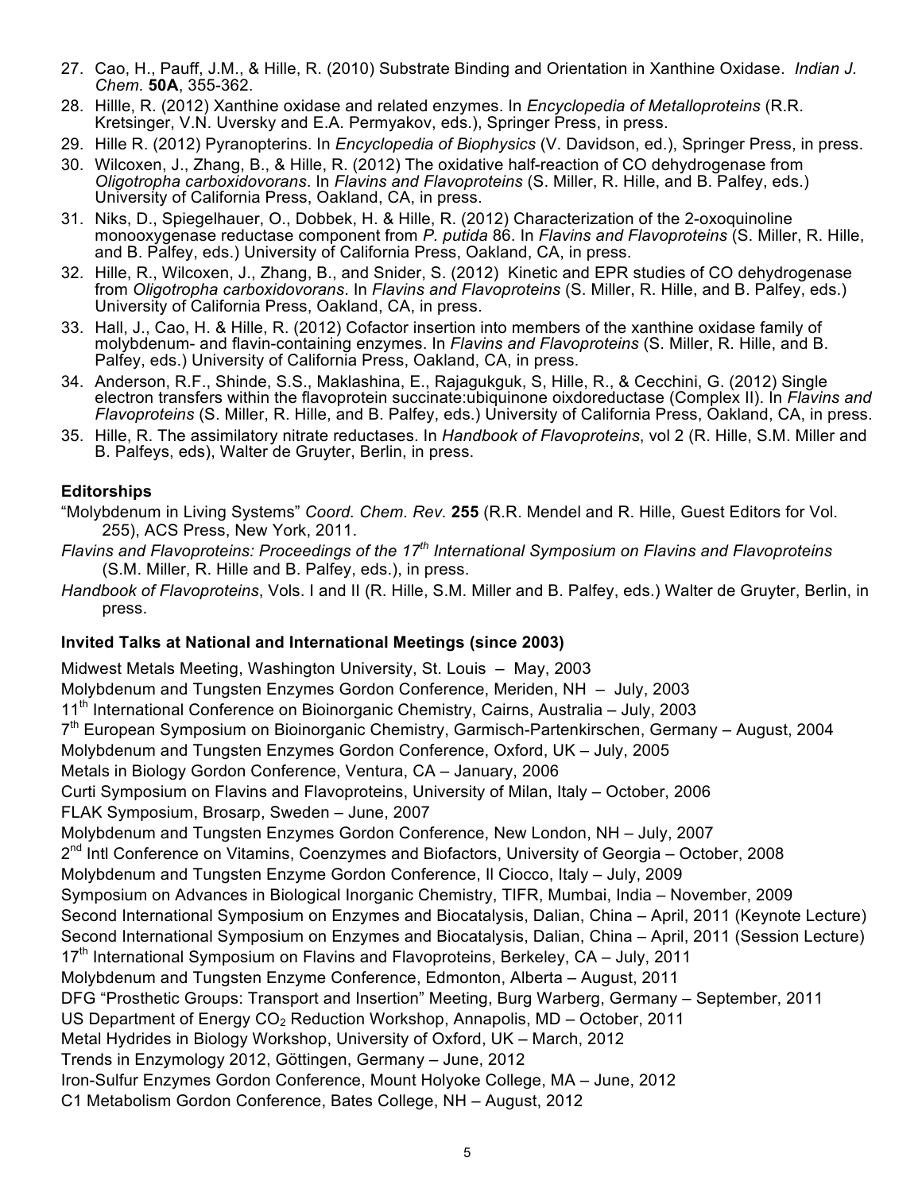27. Cao, H., Pauff, J.M., & Hille, R. (2010) Substrate Binding and Orientation in Xanthine Oxidase. *Indian J. Chem.* **50A**, 355-362.
28. Hillle, R. (2012) Xanthine oxidase and related enzymes. In *Encyclopedia of Metalloproteins* (R.R. Kretsinger, V.N. Uversky and E.A. Permyakov, eds.), Springer Press, in press.
29. Hille R. (2012) Pyranopterins. In *Encyclopedia of Biophysics* (V. Davidson, ed.), Springer Press, in press.
30. Wilcoxen, J., Zhang, B., & Hille, R. (2012) The oxidative half-reaction of CO dehydrogenase from *Oligotropha carboxidovorans*. In *Flavins and Flavoproteins* (S. Miller, R. Hille, and B. Palfey, eds.) University of California Press, Oakland, CA, in press.
31. Niks, D., Spiegelhauer, O., Dobbek, H. & Hille, R. (2012) Characterization of the 2-oxoquinoline monooxygenase reductase component from *P. putida* 86. In *Flavins and Flavoproteins* (S. Miller, R. Hille, and B. Palfey, eds.) University of California Press, Oakland, CA, in press.
32. Hille, R., Wilcoxen, J., Zhang, B., and Snider, S. (2012) Kinetic and EPR studies of CO dehydrogenase from *Oligotropha carboxidovorans*. In *Flavins and Flavoproteins* (S. Miller, R. Hille, and B. Palfey, eds.) University of California Press, Oakland, CA, in press.
33. Hall, J., Cao, H. & Hille, R. (2012) Cofactor insertion into members of the xanthine oxidase family of molybdenum- and flavin-containing enzymes. In *Flavins and Flavoproteins* (S. Miller, R. Hille, and B. Palfey, eds.) University of California Press, Oakland, CA, in press.
34. Anderson, R.F., Shinde, S.S., Maklashina, E., Rajagukguk, S, Hille, R., & Cecchini, G. (2012) Single electron transfers within the flavoprotein succinate:ubiquinone oixdoreductase (Complex II). In *Flavins and Flavoproteins* (S. Miller, R. Hille, and B. Palfey, eds.) University of California Press, Oakland, CA, in press.
35. Hille, R. The assimilatory nitrate reductases. In *Handbook of Flavoproteins*, vol 2 (R. Hille, S.M. Miller and B. Palfeys, eds), Walter de Gruyter, Berlin, in press.

### Editorships

"Molybdenum in Living Systems" *Coord. Chem. Rev.* **255** (R.R. Mendel and R. Hille, Guest Editors for Vol. 255), ACS Press, New York, 2011.

*Flavins and Flavoproteins: Proceedings of the 17th International Symposium on Flavins and Flavoproteins* (S.M. Miller, R. Hille and B. Palfey, eds.), in press.

*Handbook of Flavoproteins*, Vols. I and II (R. Hille, S.M. Miller and B. Palfey, eds.) Walter de Gruyter, Berlin, in press.

### Invited Talks at National and International Meetings (since 2003)

Midwest Metals Meeting, Washington University, St. Louis – May, 2003
Molybdenum and Tungsten Enzymes Gordon Conference, Meriden, NH – July, 2003
11th International Conference on Bioinorganic Chemistry, Cairns, Australia – July, 2003
7th European Symposium on Bioinorganic Chemistry, Garmisch-Partenkirschen, Germany – August, 2004
Molybdenum and Tungsten Enzymes Gordon Conference, Oxford, UK – July, 2005
Metals in Biology Gordon Conference, Ventura, CA – January, 2006
Curti Symposium on Flavins and Flavoproteins, University of Milan, Italy – October, 2006
FLAK Symposium, Brosarp, Sweden – June, 2007
Molybdenum and Tungsten Enzymes Gordon Conference, New London, NH – July, 2007
2nd Intl Conference on Vitamins, Coenzymes and Biofactors, University of Georgia – October, 2008
Molybdenum and Tungsten Enzyme Gordon Conference, Il Ciocco, Italy – July, 2009
Symposium on Advances in Biological Inorganic Chemistry, TIFR, Mumbai, India – November, 2009
Second International Symposium on Enzymes and Biocatalysis, Dalian, China – April, 2011 (Keynote Lecture)
Second International Symposium on Enzymes and Biocatalysis, Dalian, China – April, 2011 (Session Lecture)
17th International Symposium on Flavins and Flavoproteins, Berkeley, CA – July, 2011
Molybdenum and Tungsten Enzyme Conference, Edmonton, Alberta – August, 2011
DFG "Prosthetic Groups: Transport and Insertion" Meeting, Burg Warberg, Germany – September, 2011
US Department of Energy $CO_2$ Reduction Workshop, Annapolis, MD – October, 2011
Metal Hydrides in Biology Workshop, University of Oxford, UK – March, 2012
Trends in Enzymology 2012, Göttingen, Germany – June, 2012
Iron-Sulfur Enzymes Gordon Conference, Mount Holyoke College, MA – June, 2012
C1 Metabolism Gordon Conference, Bates College, NH – August, 2012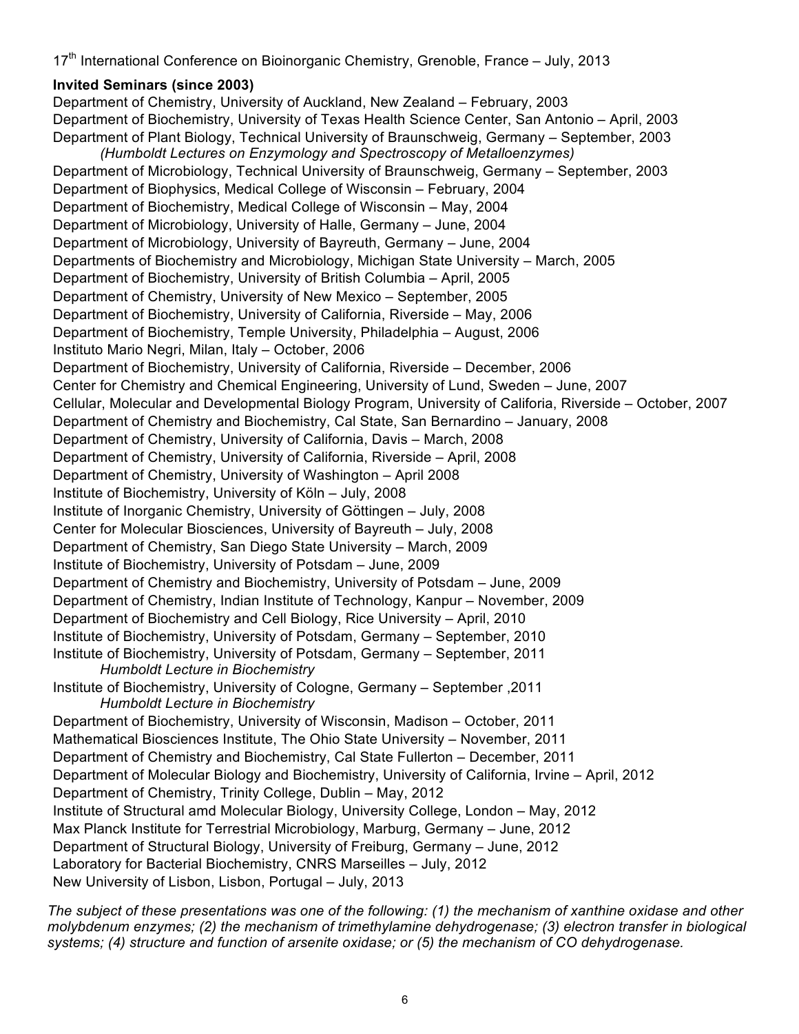17th International Conference on Bioinorganic Chemistry, Grenoble, France – July, 2013

**Invited Seminars (since 2003)**

Department of Chemistry, University of Auckland, New Zealand – February, 2003
Department of Biochemistry, University of Texas Health Science Center, San Antonio – April, 2003
Department of Plant Biology, Technical University of Braunschweig, Germany – September, 2003
*(Humboldt Lectures on Enzymology and Spectroscopy of Metalloenzymes)*
Department of Microbiology, Technical University of Braunschweig, Germany – September, 2003
Department of Biophysics, Medical College of Wisconsin – February, 2004
Department of Biochemistry, Medical College of Wisconsin – May, 2004
Department of Microbiology, University of Halle, Germany – June, 2004
Department of Microbiology, University of Bayreuth, Germany – June, 2004
Departments of Biochemistry and Microbiology, Michigan State University – March, 2005
Department of Biochemistry, University of British Columbia – April, 2005
Department of Chemistry, University of New Mexico – September, 2005
Department of Biochemistry, University of California, Riverside – May, 2006
Department of Biochemistry, Temple University, Philadelphia – August, 2006
Instituto Mario Negri, Milan, Italy – October, 2006
Department of Biochemistry, University of California, Riverside – December, 2006
Center for Chemistry and Chemical Engineering, University of Lund, Sweden – June, 2007
Cellular, Molecular and Developmental Biology Program, University of Califoria, Riverside – October, 2007
Department of Chemistry and Biochemistry, Cal State, San Bernardino – January, 2008
Department of Chemistry, University of California, Davis – March, 2008
Department of Chemistry, University of California, Riverside – April, 2008
Department of Chemistry, University of Washington – April 2008
Institute of Biochemistry, University of Köln – July, 2008
Institute of Inorganic Chemistry, University of Göttingen – July, 2008
Center for Molecular Biosciences, University of Bayreuth – July, 2008
Department of Chemistry, San Diego State University – March, 2009
Institute of Biochemistry, University of Potsdam – June, 2009
Department of Chemistry and Biochemistry, University of Potsdam – June, 2009
Department of Chemistry, Indian Institute of Technology, Kanpur – November, 2009
Department of Biochemistry and Cell Biology, Rice University – April, 2010
Institute of Biochemistry, University of Potsdam, Germany – September, 2010
Institute of Biochemistry, University of Potsdam, Germany – September, 2011
*Humboldt Lecture in Biochemistry*
Institute of Biochemistry, University of Cologne, Germany – September ,2011
*Humboldt Lecture in Biochemistry*
Department of Biochemistry, University of Wisconsin, Madison – October, 2011
Mathematical Biosciences Institute, The Ohio State University – November, 2011
Department of Chemistry and Biochemistry, Cal State Fullerton – December, 2011
Department of Molecular Biology and Biochemistry, University of California, Irvine – April, 2012
Department of Chemistry, Trinity College, Dublin – May, 2012
Institute of Structural amd Molecular Biology, University College, London – May, 2012
Max Planck Institute for Terrestrial Microbiology, Marburg, Germany – June, 2012
Department of Structural Biology, University of Freiburg, Germany – June, 2012
Laboratory for Bacterial Biochemistry, CNRS Marseilles – July, 2012
New University of Lisbon, Lisbon, Portugal – July, 2013

*The subject of these presentations was one of the following: (1) the mechanism of xanthine oxidase and other molybdenum enzymes; (2) the mechanism of trimethylamine dehydrogenase; (3) electron transfer in biological systems; (4) structure and function of arsenite oxidase; or (5) the mechanism of CO dehydrogenase.*